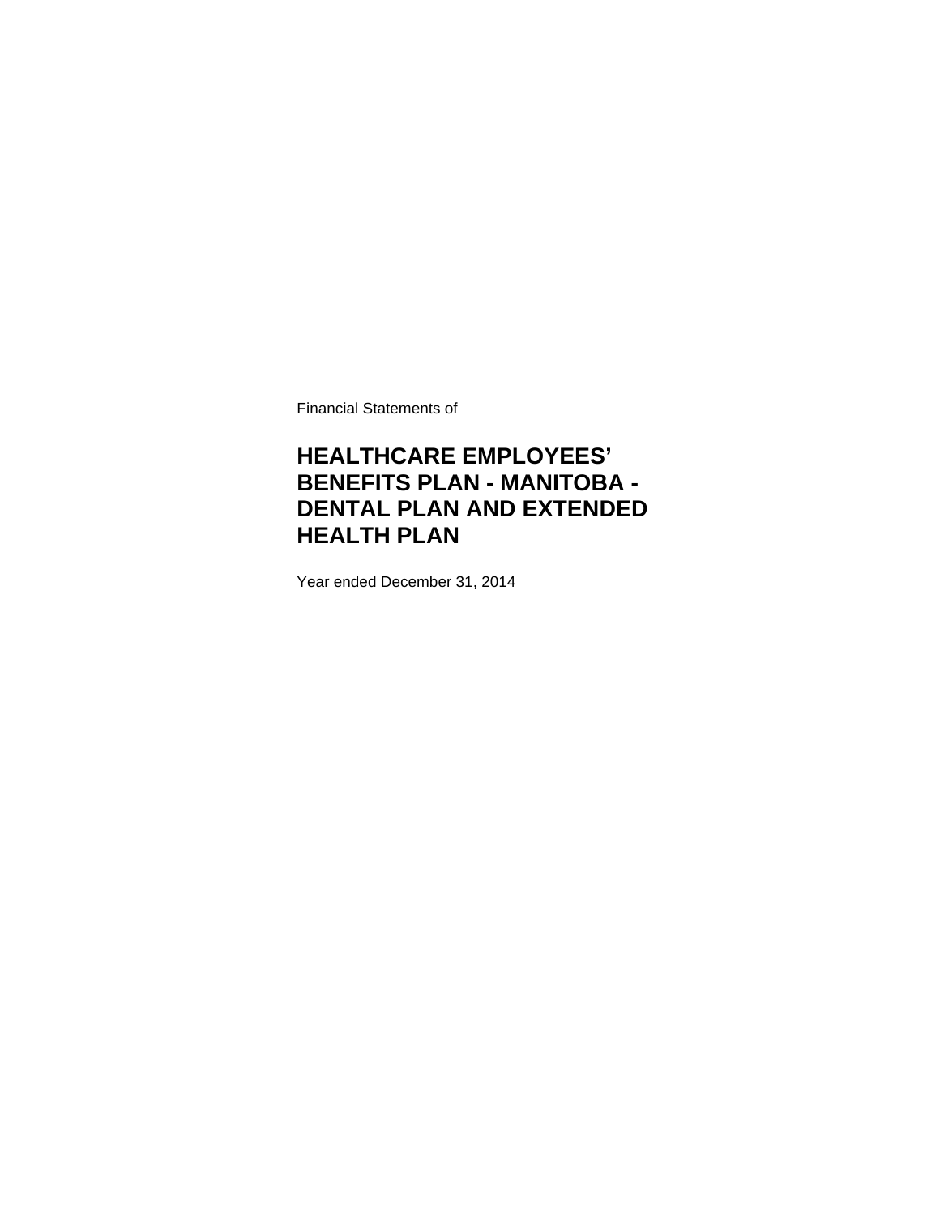Financial Statements of

# HEALTHCARE EMPLOYEES' BENEFITS PLAN - MANITOBA - DENTAL PLAN AND EXTENDED HEALTH PLAN

Year ended December 31, 2014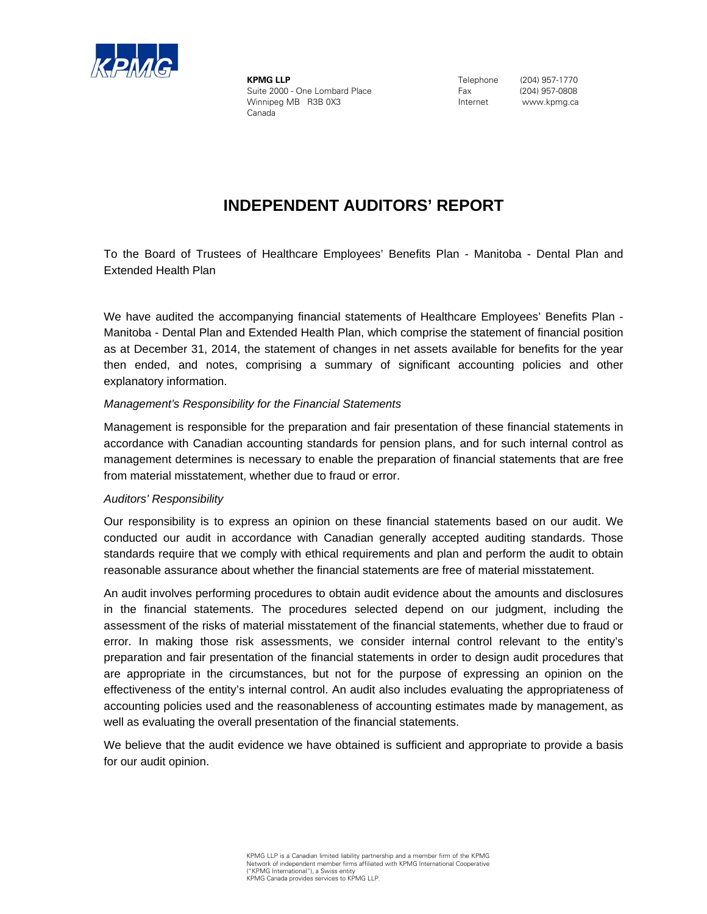**KPMG LLP**
Suite 2000 - One Lombard Place
Winnipeg MB R3B 0X3
Canada

Telephone (204) 957-1770
Fax (204) 957-0808
Internet www.kpmg.ca

# INDEPENDENT AUDITORS' REPORT

To the Board of Trustees of Healthcare Employees' Benefits Plan - Manitoba - Dental Plan and Extended Health Plan

We have audited the accompanying financial statements of Healthcare Employees' Benefits Plan - Manitoba - Dental Plan and Extended Health Plan, which comprise the statement of financial position as at December 31, 2014, the statement of changes in net assets available for benefits for the year then ended, and notes, comprising a summary of significant accounting policies and other explanatory information.

*Management's Responsibility for the Financial Statements*

Management is responsible for the preparation and fair presentation of these financial statements in accordance with Canadian accounting standards for pension plans, and for such internal control as management determines is necessary to enable the preparation of financial statements that are free from material misstatement, whether due to fraud or error.

*Auditors' Responsibility*

Our responsibility is to express an opinion on these financial statements based on our audit. We conducted our audit in accordance with Canadian generally accepted auditing standards. Those standards require that we comply with ethical requirements and plan and perform the audit to obtain reasonable assurance about whether the financial statements are free of material misstatement.

An audit involves performing procedures to obtain audit evidence about the amounts and disclosures in the financial statements. The procedures selected depend on our judgment, including the assessment of the risks of material misstatement of the financial statements, whether due to fraud or error. In making those risk assessments, we consider internal control relevant to the entity's preparation and fair presentation of the financial statements in order to design audit procedures that are appropriate in the circumstances, but not for the purpose of expressing an opinion on the effectiveness of the entity's internal control. An audit also includes evaluating the appropriateness of accounting policies used and the reasonableness of accounting estimates made by management, as well as evaluating the overall presentation of the financial statements.

We believe that the audit evidence we have obtained is sufficient and appropriate to provide a basis for our audit opinion.

KPMG LLP is a Canadian limited liability partnership and a member firm of the KPMG Network of independent member firms affiliated with KPMG International Cooperative ("KPMG International"), a Swiss entity
KPMG Canada provides services to KPMG LLP.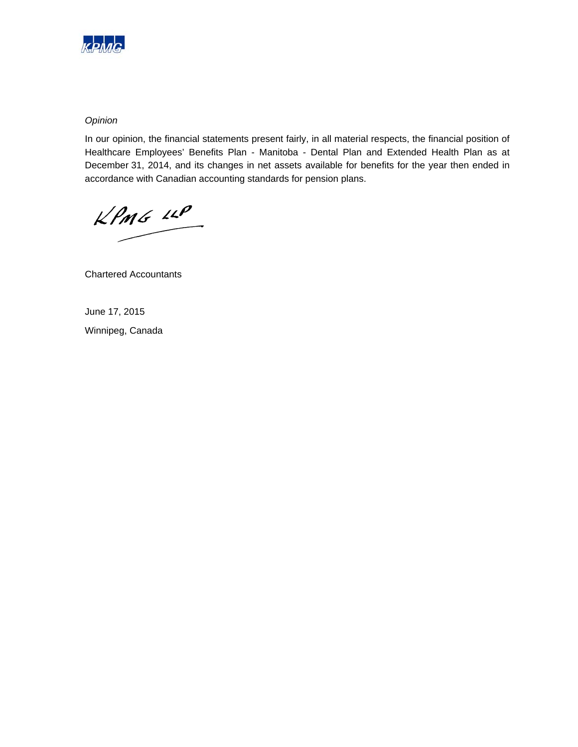*Opinion*

In our opinion, the financial statements present fairly, in all material respects, the financial position of Healthcare Employees' Benefits Plan - Manitoba - Dental Plan and Extended Health Plan as at December 31, 2014, and its changes in net assets available for benefits for the year then ended in accordance with Canadian accounting standards for pension plans.

KPMG LLP

Chartered Accountants

June 17, 2015

Winnipeg, Canada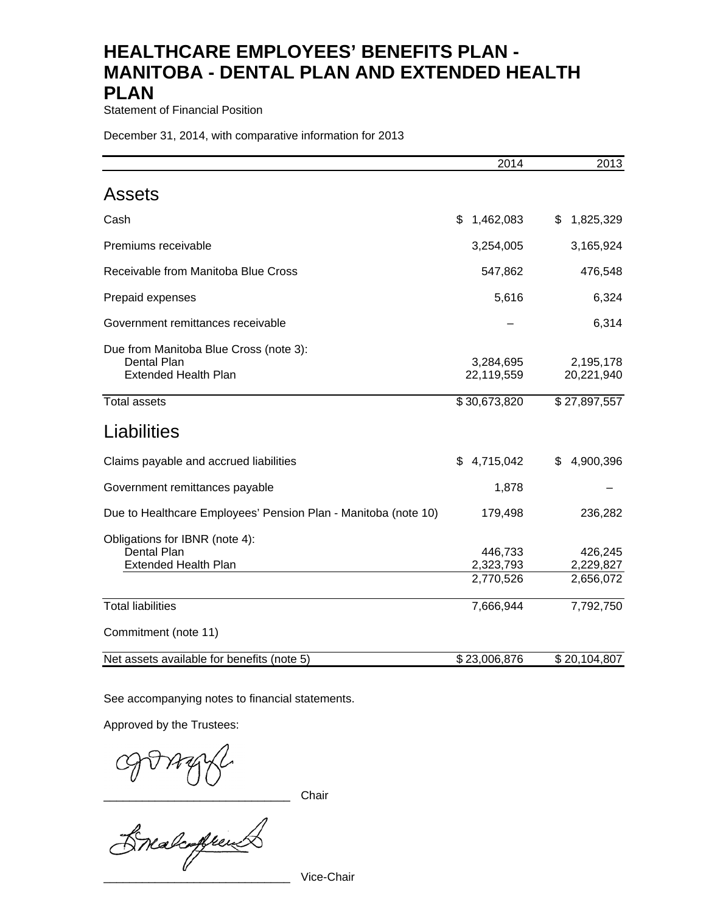# HEALTHCARE EMPLOYEES' BENEFITS PLAN - MANITOBA - DENTAL PLAN AND EXTENDED HEALTH PLAN

Statement of Financial Position

December 31, 2014, with comparative information for 2013

| | 2014 | 2013 |
|---|---|---|
| **Assets** | | |
| Cash | $ 1,462,083 | $ 1,825,329 |
| Premiums receivable | 3,254,005 | 3,165,924 |
| Receivable from Manitoba Blue Cross | 547,862 | 476,548 |
| Prepaid expenses | 5,616 | 6,324 |
| Government remittances receivable | – | 6,314 |
| Due from Manitoba Blue Cross (note 3): | | |
| Dental Plan | 3,284,695 | 2,195,178 |
| Extended Health Plan | 22,119,559 | 20,221,940 |
| Total assets | $ 30,673,820 | $ 27,897,557 |
| **Liabilities** | | |
| Claims payable and accrued liabilities | $ 4,715,042 | $ 4,900,396 |
| Government remittances payable | 1,878 | – |
| Due to Healthcare Employees' Pension Plan - Manitoba (note 10) | 179,498 | 236,282 |
| Obligations for IBNR (note 4): | | |
| Dental Plan | 446,733 | 426,245 |
| Extended Health Plan | 2,323,793 | 2,229,827 |
| | 2,770,526 | 2,656,072 |
| Total liabilities | 7,666,944 | 7,792,750 |
| Commitment (note 11) | | |
| Net assets available for benefits (note 5) | $ 23,006,876 | $ 20,104,807 |

See accompanying notes to financial statements.

Approved by the Trustees:

_____________________________ Chair

_____________________________ Vice-Chair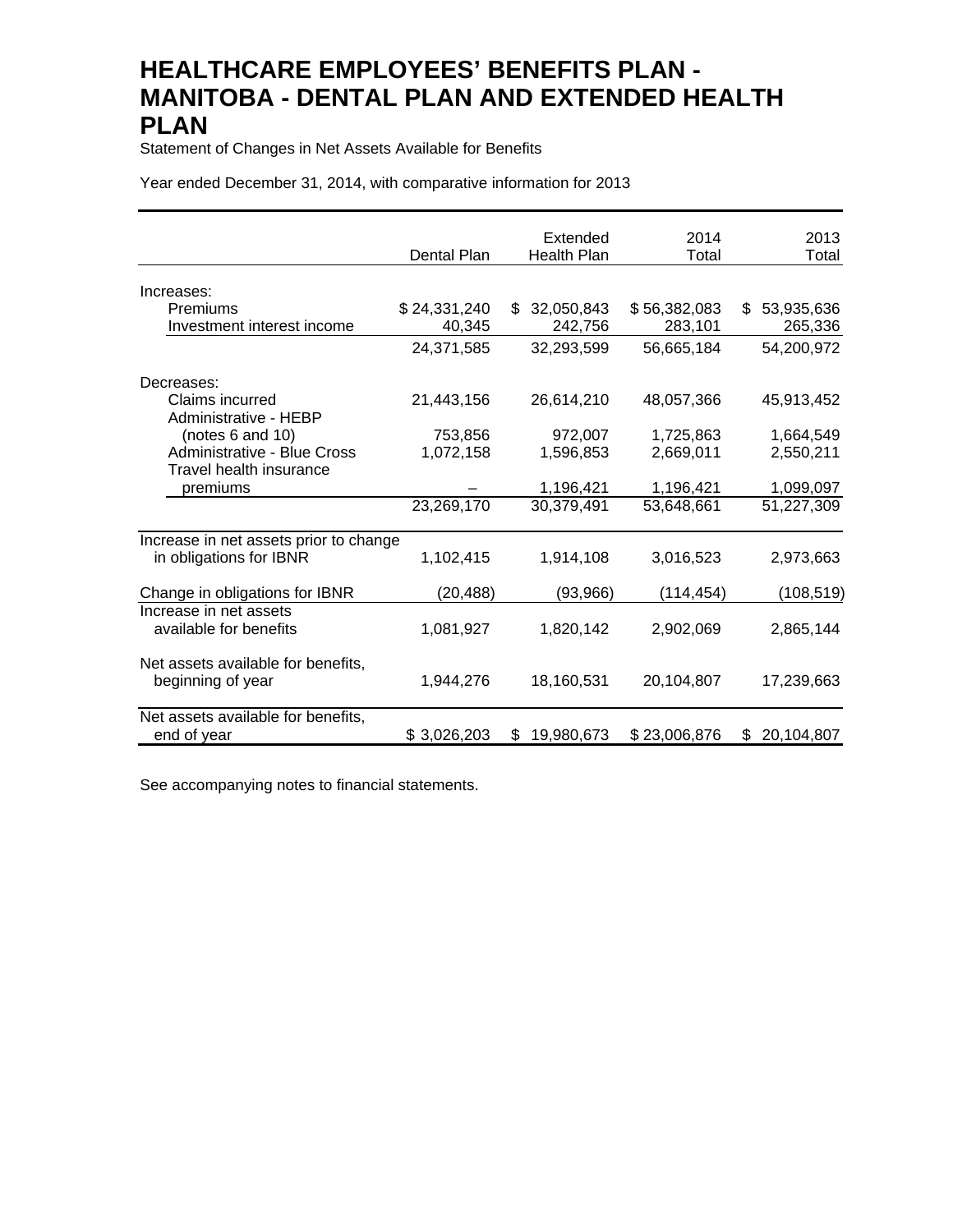# HEALTHCARE EMPLOYEES' BENEFITS PLAN - MANITOBA - DENTAL PLAN AND EXTENDED HEALTH PLAN

Statement of Changes in Net Assets Available for Benefits

Year ended December 31, 2014, with comparative information for 2013

| | Dental Plan | Extended Health Plan | 2014 Total | 2013 Total |
|---|---|---|---|---|
| Increases: | | | | |
| Premiums | $ 24,331,240 | $ 32,050,843 | $ 56,382,083 | $ 53,935,636 |
| Investment interest income | 40,345 | 242,756 | 283,101 | 265,336 |
| | 24,371,585 | 32,293,599 | 56,665,184 | 54,200,972 |
| Decreases: | | | | |
| Claims incurred | 21,443,156 | 26,614,210 | 48,057,366 | 45,913,452 |
| Administrative - HEBP (notes 6 and 10) | 753,856 | 972,007 | 1,725,863 | 1,664,549 |
| Administrative - Blue Cross | 1,072,158 | 1,596,853 | 2,669,011 | 2,550,211 |
| Travel health insurance premiums | – | 1,196,421 | 1,196,421 | 1,099,097 |
| | 23,269,170 | 30,379,491 | 53,648,661 | 51,227,309 |
| Increase in net assets prior to change in obligations for IBNR | 1,102,415 | 1,914,108 | 3,016,523 | 2,973,663 |
| Change in obligations for IBNR | (20,488) | (93,966) | (114,454) | (108,519) |
| Increase in net assets available for benefits | 1,081,927 | 1,820,142 | 2,902,069 | 2,865,144 |
| Net assets available for benefits, beginning of year | 1,944,276 | 18,160,531 | 20,104,807 | 17,239,663 |
| Net assets available for benefits, end of year | $ 3,026,203 | $ 19,980,673 | $ 23,006,876 | $ 20,104,807 |

See accompanying notes to financial statements.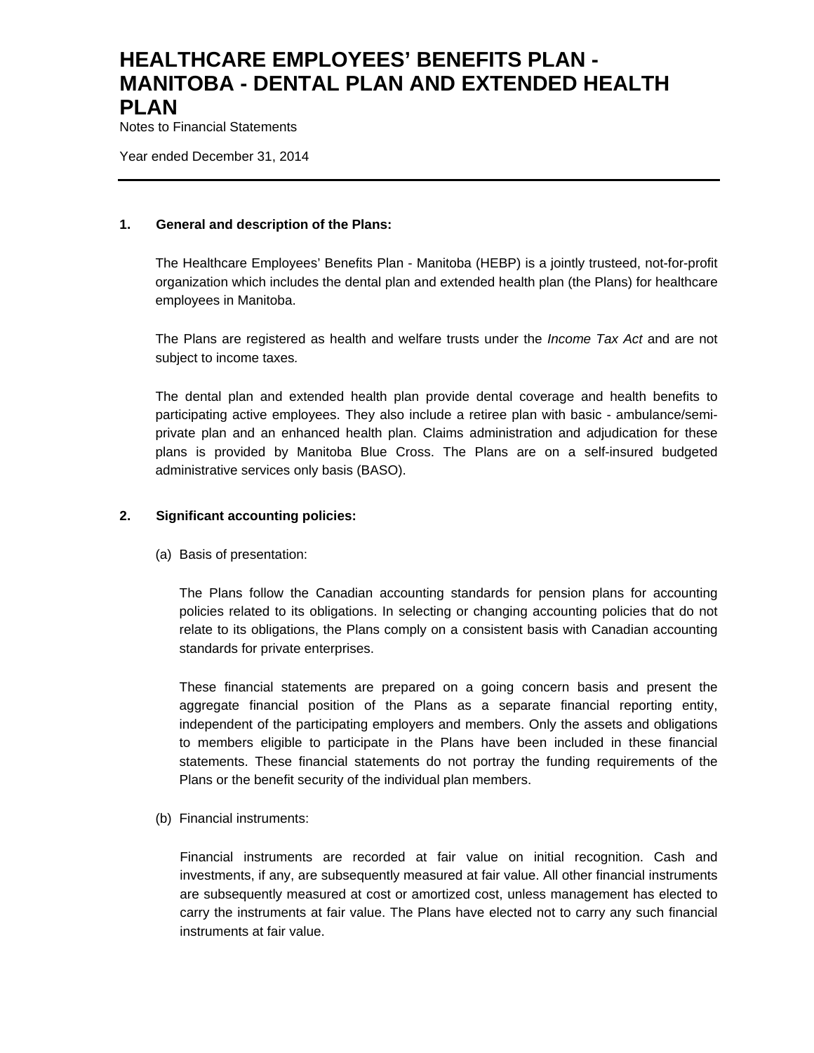# HEALTHCARE EMPLOYEES' BENEFITS PLAN - MANITOBA - DENTAL PLAN AND EXTENDED HEALTH PLAN

Notes to Financial Statements

Year ended December 31, 2014

---

## 1. General and description of the Plans:

The Healthcare Employees' Benefits Plan - Manitoba (HEBP) is a jointly trusteed, not-for-profit organization which includes the dental plan and extended health plan (the Plans) for healthcare employees in Manitoba.

The Plans are registered as health and welfare trusts under the *Income Tax Act* and are not subject to income taxes.

The dental plan and extended health plan provide dental coverage and health benefits to participating active employees. They also include a retiree plan with basic - ambulance/semi-private plan and an enhanced health plan. Claims administration and adjudication for these plans is provided by Manitoba Blue Cross. The Plans are on a self-insured budgeted administrative services only basis (BASO).

## 2. Significant accounting policies:

(a) Basis of presentation:

The Plans follow the Canadian accounting standards for pension plans for accounting policies related to its obligations. In selecting or changing accounting policies that do not relate to its obligations, the Plans comply on a consistent basis with Canadian accounting standards for private enterprises.

These financial statements are prepared on a going concern basis and present the aggregate financial position of the Plans as a separate financial reporting entity, independent of the participating employers and members. Only the assets and obligations to members eligible to participate in the Plans have been included in these financial statements. These financial statements do not portray the funding requirements of the Plans or the benefit security of the individual plan members.

(b) Financial instruments:

Financial instruments are recorded at fair value on initial recognition. Cash and investments, if any, are subsequently measured at fair value. All other financial instruments are subsequently measured at cost or amortized cost, unless management has elected to carry the instruments at fair value. The Plans have elected not to carry any such financial instruments at fair value.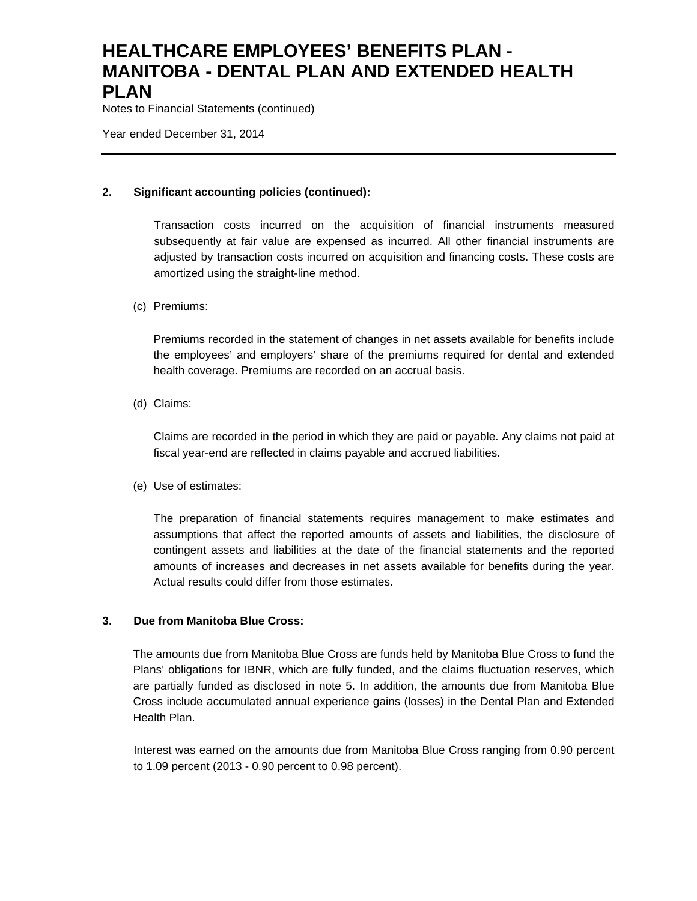## 2. Significant accounting policies (continued):

Transaction costs incurred on the acquisition of financial instruments measured subsequently at fair value are expensed as incurred. All other financial instruments are adjusted by transaction costs incurred on acquisition and financing costs. These costs are amortized using the straight-line method.

(c) Premiums:

Premiums recorded in the statement of changes in net assets available for benefits include the employees' and employers' share of the premiums required for dental and extended health coverage. Premiums are recorded on an accrual basis.

(d) Claims:

Claims are recorded in the period in which they are paid or payable. Any claims not paid at fiscal year-end are reflected in claims payable and accrued liabilities.

(e) Use of estimates:

The preparation of financial statements requires management to make estimates and assumptions that affect the reported amounts of assets and liabilities, the disclosure of contingent assets and liabilities at the date of the financial statements and the reported amounts of increases and decreases in net assets available for benefits during the year. Actual results could differ from those estimates.

## 3. Due from Manitoba Blue Cross:

The amounts due from Manitoba Blue Cross are funds held by Manitoba Blue Cross to fund the Plans' obligations for IBNR, which are fully funded, and the claims fluctuation reserves, which are partially funded as disclosed in note 5. In addition, the amounts due from Manitoba Blue Cross include accumulated annual experience gains (losses) in the Dental Plan and Extended Health Plan.

Interest was earned on the amounts due from Manitoba Blue Cross ranging from 0.90 percent to 1.09 percent (2013 - 0.90 percent to 0.98 percent).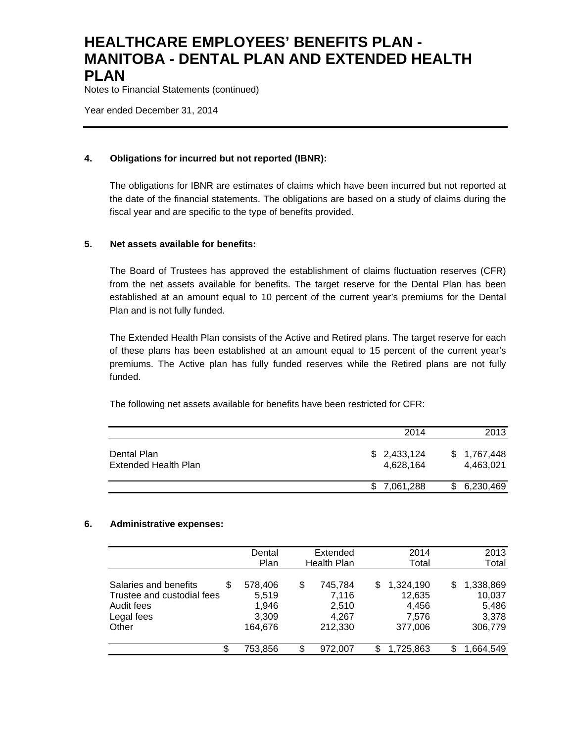# HEALTHCARE EMPLOYEES' BENEFITS PLAN - MANITOBA - DENTAL PLAN AND EXTENDED HEALTH PLAN

Notes to Financial Statements (continued)

Year ended December 31, 2014

## 4. Obligations for incurred but not reported (IBNR):

The obligations for IBNR are estimates of claims which have been incurred but not reported at the date of the financial statements. The obligations are based on a study of claims during the fiscal year and are specific to the type of benefits provided.

## 5. Net assets available for benefits:

The Board of Trustees has approved the establishment of claims fluctuation reserves (CFR) from the net assets available for benefits. The target reserve for the Dental Plan has been established at an amount equal to 10 percent of the current year's premiums for the Dental Plan and is not fully funded.

The Extended Health Plan consists of the Active and Retired plans. The target reserve for each of these plans has been established at an amount equal to 15 percent of the current year's premiums. The Active plan has fully funded reserves while the Retired plans are not fully funded.

The following net assets available for benefits have been restricted for CFR:

| | 2014 | 2013 |
|---|---|---|
| Dental Plan | $ 2,433,124 | $ 1,767,448 |
| Extended Health Plan | 4,628,164 | 4,463,021 |
| | $ 7,061,288 | $ 6,230,469 |

## 6. Administrative expenses:

| | Dental Plan | Extended Health Plan | 2014 Total | 2013 Total |
|---|---|---|---|---|
| Salaries and benefits | $ 578,406 | $ 745,784 | $ 1,324,190 | $ 1,338,869 |
| Trustee and custodial fees | 5,519 | 7,116 | 12,635 | 10,037 |
| Audit fees | 1,946 | 2,510 | 4,456 | 5,486 |
| Legal fees | 3,309 | 4,267 | 7,576 | 3,378 |
| Other | 164,676 | 212,330 | 377,006 | 306,779 |
| | $ 753,856 | $ 972,007 | $ 1,725,863 | $ 1,664,549 |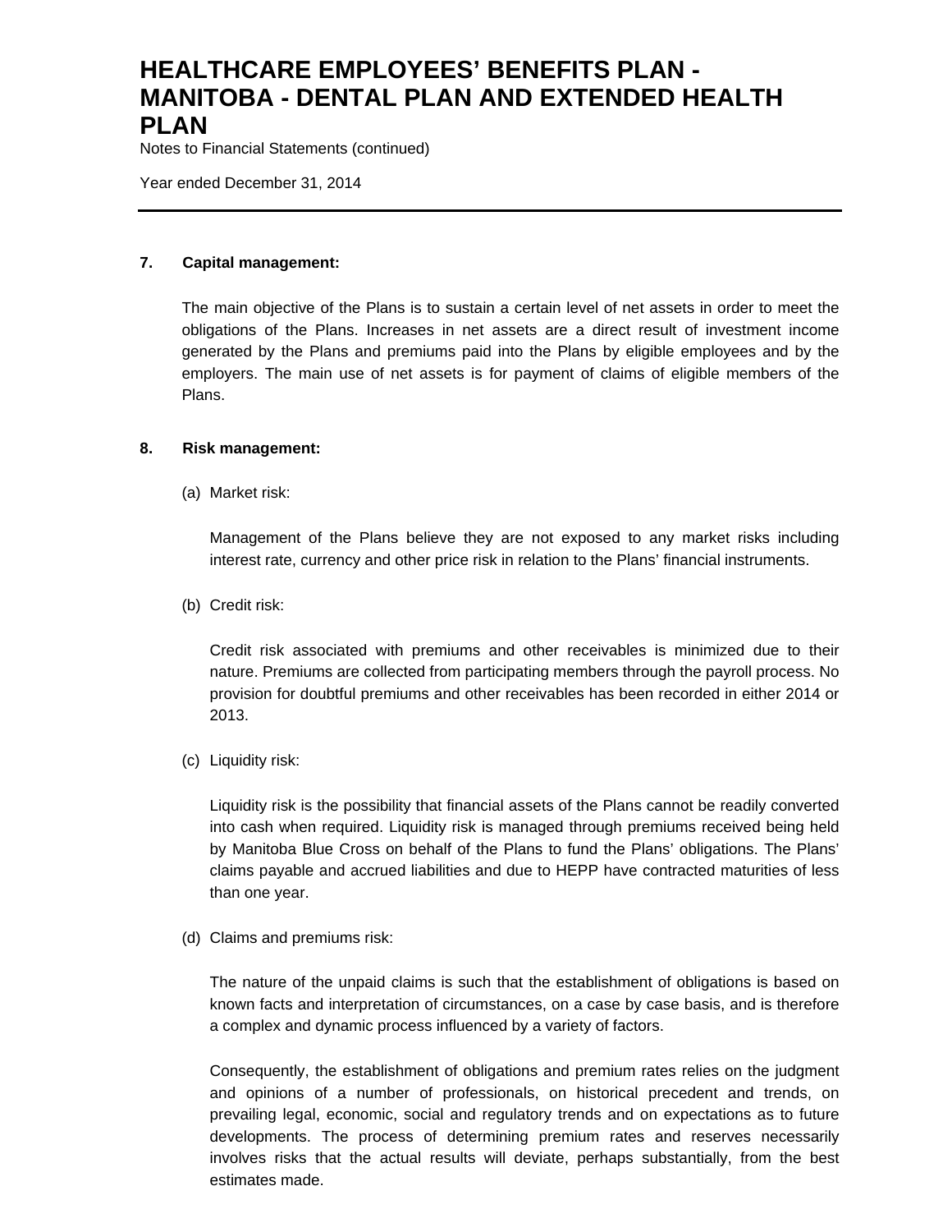## 7. Capital management:

The main objective of the Plans is to sustain a certain level of net assets in order to meet the obligations of the Plans. Increases in net assets are a direct result of investment income generated by the Plans and premiums paid into the Plans by eligible employees and by the employers. The main use of net assets is for payment of claims of eligible members of the Plans.

## 8. Risk management:

(a) Market risk:

Management of the Plans believe they are not exposed to any market risks including interest rate, currency and other price risk in relation to the Plans' financial instruments.

(b) Credit risk:

Credit risk associated with premiums and other receivables is minimized due to their nature. Premiums are collected from participating members through the payroll process. No provision for doubtful premiums and other receivables has been recorded in either 2014 or 2013.

(c) Liquidity risk:

Liquidity risk is the possibility that financial assets of the Plans cannot be readily converted into cash when required. Liquidity risk is managed through premiums received being held by Manitoba Blue Cross on behalf of the Plans to fund the Plans' obligations. The Plans' claims payable and accrued liabilities and due to HEPP have contracted maturities of less than one year.

(d) Claims and premiums risk:

The nature of the unpaid claims is such that the establishment of obligations is based on known facts and interpretation of circumstances, on a case by case basis, and is therefore a complex and dynamic process influenced by a variety of factors.

Consequently, the establishment of obligations and premium rates relies on the judgment and opinions of a number of professionals, on historical precedent and trends, on prevailing legal, economic, social and regulatory trends and on expectations as to future developments. The process of determining premium rates and reserves necessarily involves risks that the actual results will deviate, perhaps substantially, from the best estimates made.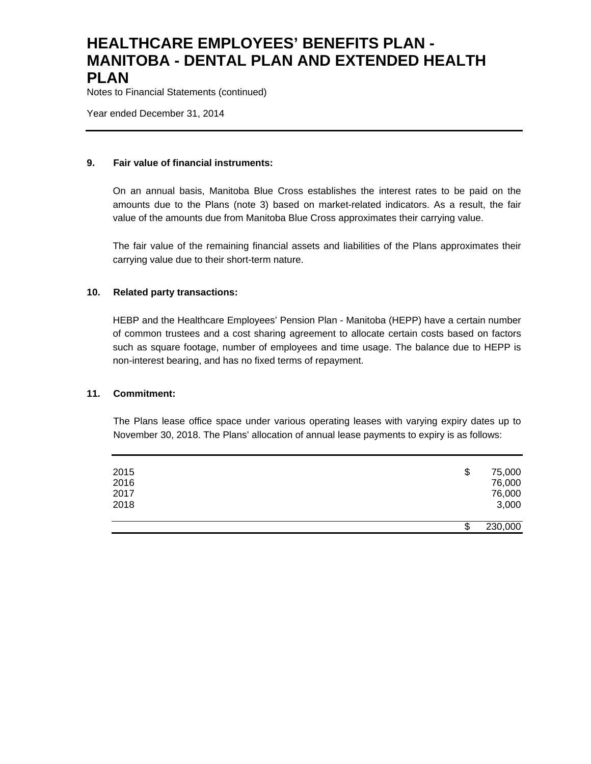# HEALTHCARE EMPLOYEES' BENEFITS PLAN - MANITOBA - DENTAL PLAN AND EXTENDED HEALTH PLAN

Notes to Financial Statements (continued)

Year ended December 31, 2014

---

**9. Fair value of financial instruments:**

On an annual basis, Manitoba Blue Cross establishes the interest rates to be paid on the amounts due to the Plans (note 3) based on market-related indicators. As a result, the fair value of the amounts due from Manitoba Blue Cross approximates their carrying value.

The fair value of the remaining financial assets and liabilities of the Plans approximates their carrying value due to their short-term nature.

**10. Related party transactions:**

HEBP and the Healthcare Employees' Pension Plan - Manitoba (HEPP) have a certain number of common trustees and a cost sharing agreement to allocate certain costs based on factors such as square footage, number of employees and time usage. The balance due to HEPP is non-interest bearing, and has no fixed terms of repayment.

**11. Commitment:**

The Plans lease office space under various operating leases with varying expiry dates up to November 30, 2018. The Plans' allocation of annual lease payments to expiry is as follows:

| | |
|---|---|
| 2015 | $ 75,000 |
| 2016 | 76,000 |
| 2017 | 76,000 |
| 2018 | 3,000 |
| | $ 230,000 |